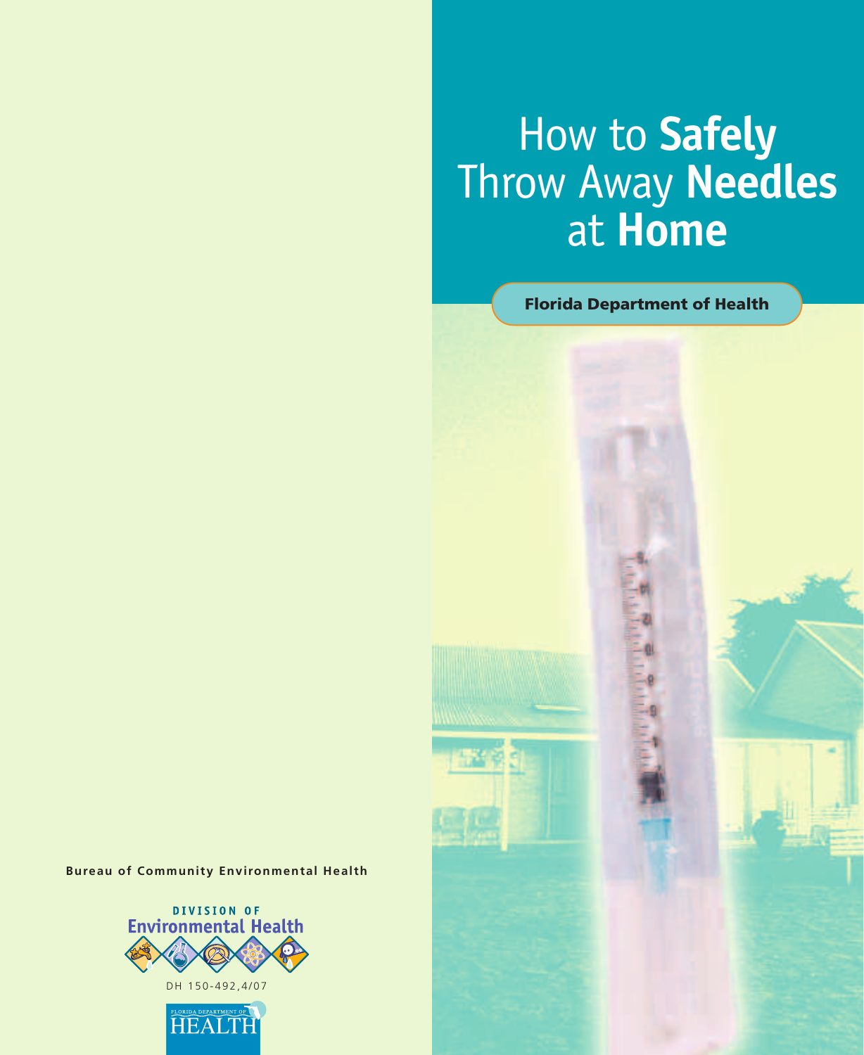# How to **Safely** Throw Away **Needles** at **Home**

**Florida Department of Health**

**Bureau of Community Environmental Health**

DIVISION OF
Environmental Health

DH 150-492,4/07

FLORIDA DEPARTMENT OF
HEALTH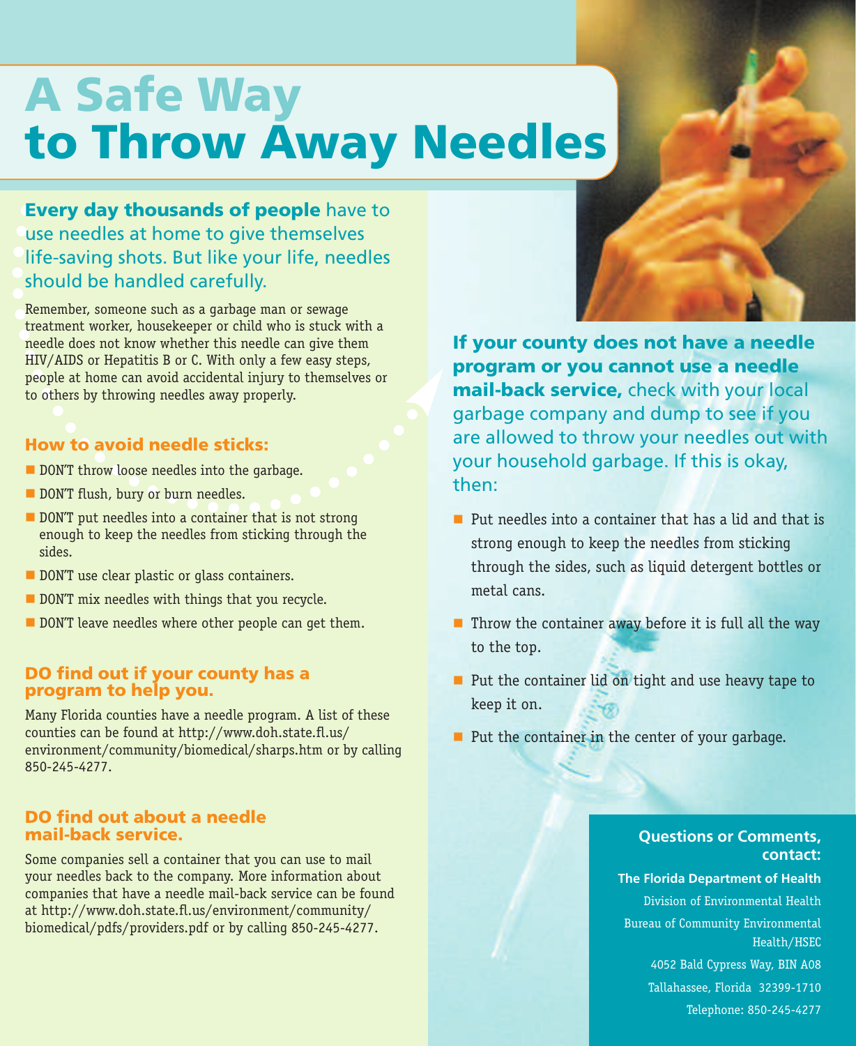# A Safe Way to Throw Away Needles

**Every day thousands of people** have to use needles at home to give themselves life-saving shots. But like your life, needles should be handled carefully.

Remember, someone such as a garbage man or sewage treatment worker, housekeeper or child who is stuck with a needle does not know whether this needle can give them HIV/AIDS or Hepatitis B or C. With only a few easy steps, people at home can avoid accidental injury to themselves or to others by throwing needles away properly.

### How to avoid needle sticks:

- DON'T throw loose needles into the garbage.
- DON'T flush, bury or burn needles.
- DON'T put needles into a container that is not strong enough to keep the needles from sticking through the sides.
- DON'T use clear plastic or glass containers.
- DON'T mix needles with things that you recycle.
- DON'T leave needles where other people can get them.

### DO find out if your county has a program to help you.

Many Florida counties have a needle program. A list of these counties can be found at http://www.doh.state.fl.us/environment/community/biomedical/sharps.htm or by calling 850-245-4277.

### DO find out about a needle mail-back service.

Some companies sell a container that you can use to mail your needles back to the company. More information about companies that have a needle mail-back service can be found at http://www.doh.state.fl.us/environment/community/biomedical/pdfs/providers.pdf or by calling 850-245-4277.

**If your county does not have a needle program or you cannot use a needle mail-back service,** check with your local garbage company and dump to see if you are allowed to throw your needles out with your household garbage. If this is okay, then:

- Put needles into a container that has a lid and that is strong enough to keep the needles from sticking through the sides, such as liquid detergent bottles or metal cans.
- Throw the container away before it is full all the way to the top.
- Put the container lid on tight and use heavy tape to keep it on.
- Put the container in the center of your garbage.

**Questions or Comments, contact:**

**The Florida Department of Health**
Division of Environmental Health
Bureau of Community Environmental Health/HSEC
4052 Bald Cypress Way, BIN A08
Tallahassee, Florida 32399-1710
Telephone: 850-245-4277